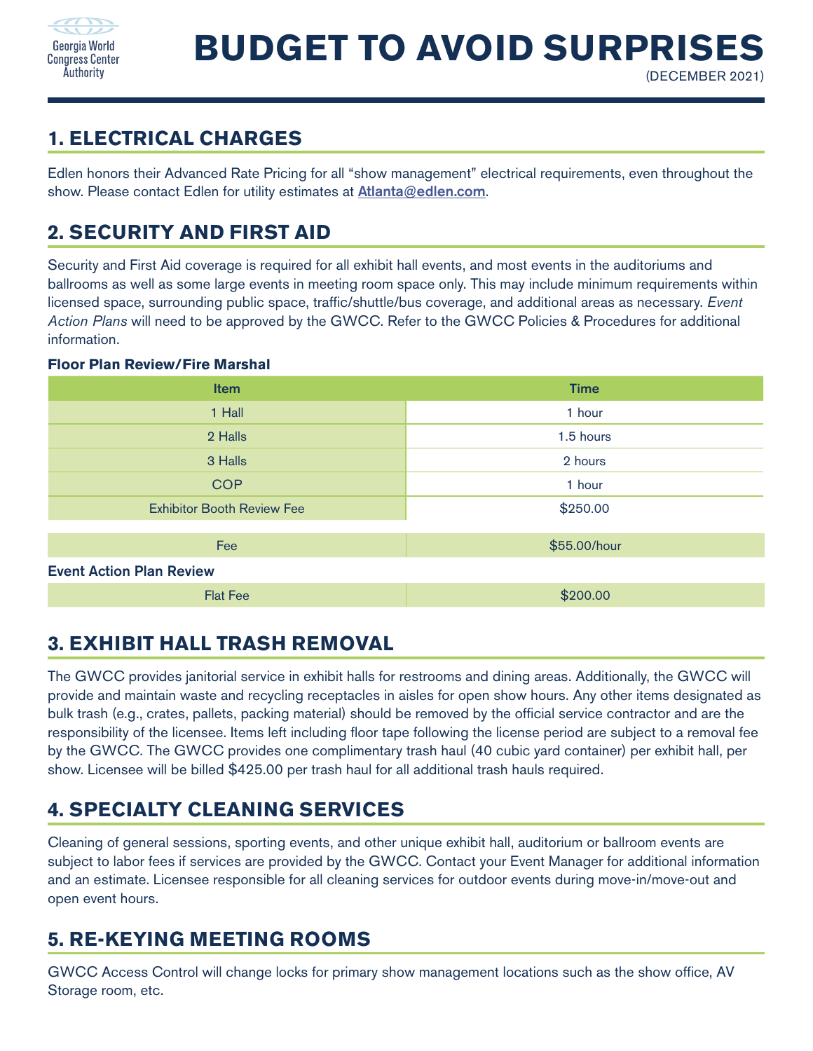# BUDGET TO AVOID SURPRISES

(DECEMBER 2021)

## 1. ELECTRICAL CHARGES

Edlen honors their Advanced Rate Pricing for all "show management" electrical requirements, even throughout the show. Please contact Edlen for utility estimates at **Atlanta@edlen.com**.

## 2. SECURITY AND FIRST AID

Security and First Aid coverage is required for all exhibit hall events, and most events in the auditoriums and ballrooms as well as some large events in meeting room space only. This may include minimum requirements within licensed space, surrounding public space, traffic/shuttle/bus coverage, and additional areas as necessary. *Event Action Plans* will need to be approved by the GWCC. Refer to the GWCC Policies & Procedures for additional information.

**Floor Plan Review/Fire Marshal**

| Item | Time |
| --- | --- |
| 1 Hall | 1 hour |
| 2 Halls | 1.5 hours |
| 3 Halls | 2 hours |
| COP | 1 hour |
| Exhibitor Booth Review Fee | $250.00 |
| Fee | $55.00/hour |

**Event Action Plan Review**

| Flat Fee | $200.00 |
| --- | --- |

## 3. EXHIBIT HALL TRASH REMOVAL

The GWCC provides janitorial service in exhibit halls for restrooms and dining areas. Additionally, the GWCC will provide and maintain waste and recycling receptacles in aisles for open show hours. Any other items designated as bulk trash (e.g., crates, pallets, packing material) should be removed by the official service contractor and are the responsibility of the licensee. Items left including floor tape following the license period are subject to a removal fee by the GWCC. The GWCC provides one complimentary trash haul (40 cubic yard container) per exhibit hall, per show. Licensee will be billed $425.00 per trash haul for all additional trash hauls required.

## 4. SPECIALTY CLEANING SERVICES

Cleaning of general sessions, sporting events, and other unique exhibit hall, auditorium or ballroom events are subject to labor fees if services are provided by the GWCC. Contact your Event Manager for additional information and an estimate. Licensee responsible for all cleaning services for outdoor events during move-in/move-out and open event hours.

## 5. RE-KEYING MEETING ROOMS

GWCC Access Control will change locks for primary show management locations such as the show office, AV Storage room, etc.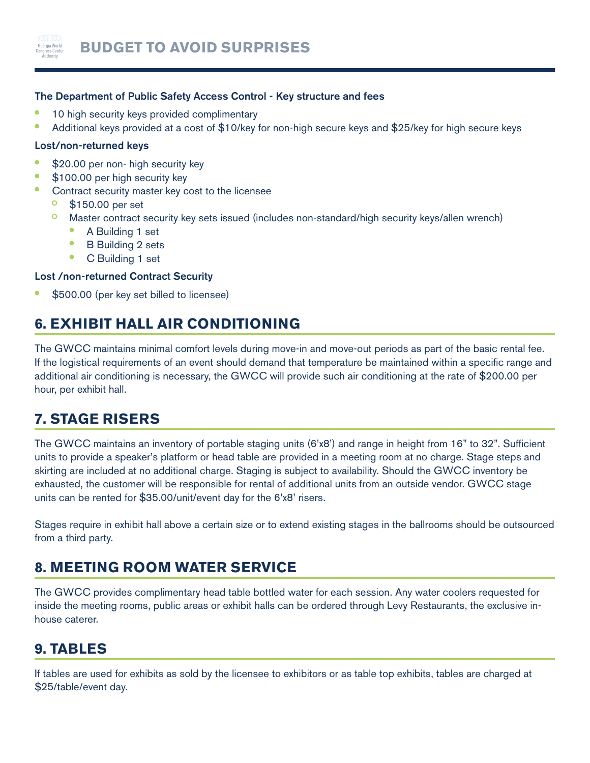The Department of Public Safety Access Control - Key structure and fees

- 10 high security keys provided complimentary
- Additional keys provided at a cost of $10/key for non-high secure keys and $25/key for high secure keys

Lost/non-returned keys

- $20.00 per non- high security key
- $100.00 per high security key
- Contract security master key cost to the licensee
  - $150.00 per set
  - Master contract security key sets issued (includes non-standard/high security keys/allen wrench)
    - A Building 1 set
    - B Building 2 sets
    - C Building 1 set

Lost /non-returned Contract Security

- $500.00 (per key set billed to licensee)

## 6. EXHIBIT HALL AIR CONDITIONING

The GWCC maintains minimal comfort levels during move-in and move-out periods as part of the basic rental fee. If the logistical requirements of an event should demand that temperature be maintained within a specific range and additional air conditioning is necessary, the GWCC will provide such air conditioning at the rate of $200.00 per hour, per exhibit hall.

## 7. STAGE RISERS

The GWCC maintains an inventory of portable staging units (6'x8') and range in height from 16" to 32". Sufficient units to provide a speaker's platform or head table are provided in a meeting room at no charge. Stage steps and skirting are included at no additional charge. Staging is subject to availability. Should the GWCC inventory be exhausted, the customer will be responsible for rental of additional units from an outside vendor. GWCC stage units can be rented for $35.00/unit/event day for the 6'x8' risers.

Stages require in exhibit hall above a certain size or to extend existing stages in the ballrooms should be outsourced from a third party.

## 8. MEETING ROOM WATER SERVICE

The GWCC provides complimentary head table bottled water for each session. Any water coolers requested for inside the meeting rooms, public areas or exhibit halls can be ordered through Levy Restaurants, the exclusive in-house caterer.

## 9. TABLES

If tables are used for exhibits as sold by the licensee to exhibitors or as table top exhibits, tables are charged at $25/table/event day.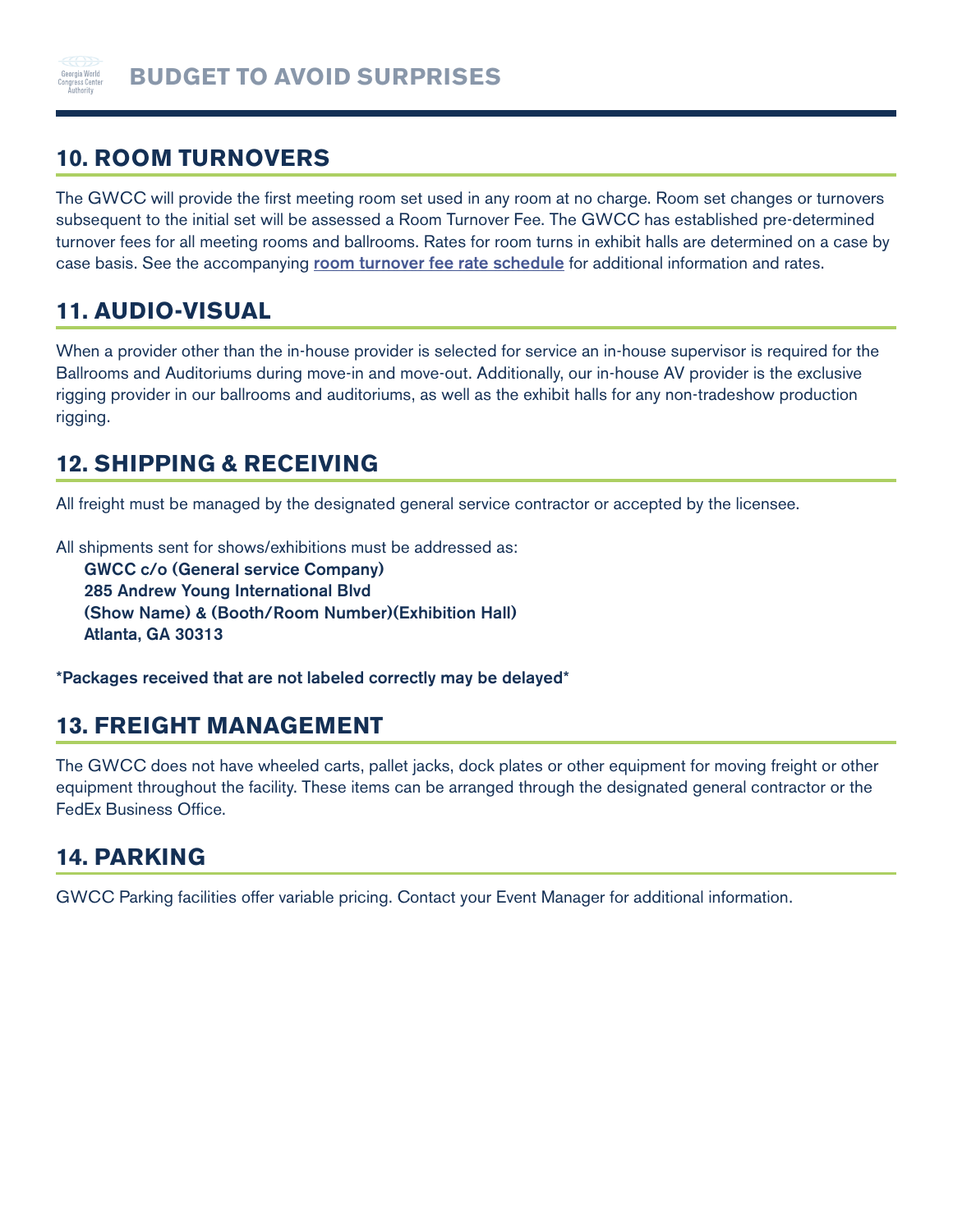## 10. ROOM TURNOVERS

The GWCC will provide the first meeting room set used in any room at no charge. Room set changes or turnovers subsequent to the initial set will be assessed a Room Turnover Fee. The GWCC has established pre-determined turnover fees for all meeting rooms and ballrooms. Rates for room turns in exhibit halls are determined on a case by case basis. See the accompanying **room turnover fee rate schedule** for additional information and rates.

## 11. AUDIO-VISUAL

When a provider other than the in-house provider is selected for service an in-house supervisor is required for the Ballrooms and Auditoriums during move-in and move-out. Additionally, our in-house AV provider is the exclusive rigging provider in our ballrooms and auditoriums, as well as the exhibit halls for any non-tradeshow production rigging.

## 12. SHIPPING & RECEIVING

All freight must be managed by the designated general service contractor or accepted by the licensee.

All shipments sent for shows/exhibitions must be addressed as:

**GWCC c/o (General service Company)**
**285 Andrew Young International Blvd**
**(Show Name) & (Booth/Room Number)(Exhibition Hall)**
**Atlanta, GA 30313**

**\*Packages received that are not labeled correctly may be delayed\***

## 13. FREIGHT MANAGEMENT

The GWCC does not have wheeled carts, pallet jacks, dock plates or other equipment for moving freight or other equipment throughout the facility. These items can be arranged through the designated general contractor or the FedEx Business Office.

## 14. PARKING

GWCC Parking facilities offer variable pricing. Contact your Event Manager for additional information.